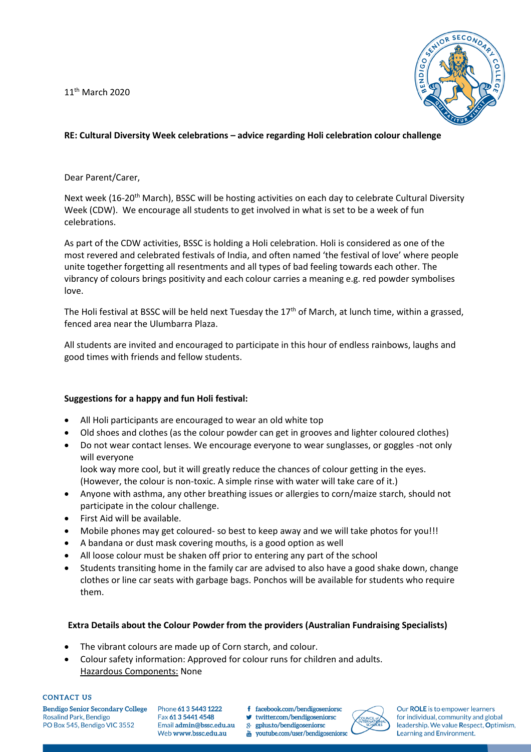11th March 2020

**RE: Cultural Diversity Week celebrations – advice regarding Holi celebration colour challenge**

Dear Parent/Carer,

Next week (16-20th March), BSSC will be hosting activities on each day to celebrate Cultural Diversity Week (CDW). We encourage all students to get involved in what is set to be a week of fun celebrations.

As part of the CDW activities, BSSC is holding a Holi celebration. Holi is considered as one of the most revered and celebrated festivals of India, and often named 'the festival of love' where people unite together forgetting all resentments and all types of bad feeling towards each other. The vibrancy of colours brings positivity and each colour carries a meaning e.g. red powder symbolises love.

The Holi festival at BSSC will be held next Tuesday the 17th of March, at lunch time, within a grassed, fenced area near the Ulumbarra Plaza.

All students are invited and encouraged to participate in this hour of endless rainbows, laughs and good times with friends and fellow students.

**Suggestions for a happy and fun Holi festival:**

- All Holi participants are encouraged to wear an old white top
- Old shoes and clothes (as the colour powder can get in grooves and lighter coloured clothes)
- Do not wear contact lenses. We encourage everyone to wear sunglasses, or goggles -not only will everyone look way more cool, but it will greatly reduce the chances of colour getting in the eyes. (However, the colour is non-toxic. A simple rinse with water will take care of it.)
- Anyone with asthma, any other breathing issues or allergies to corn/maize starch, should not participate in the colour challenge.
- First Aid will be available.
- Mobile phones may get coloured- so best to keep away and we will take photos for you!!!
- A bandana or dust mask covering mouths, is a good option as well
- All loose colour must be shaken off prior to entering any part of the school
- Students transiting home in the family car are advised to also have a good shake down, change clothes or line car seats with garbage bags. Ponchos will be available for students who require them.

**Extra Details about the Colour Powder from the providers (Australian Fundraising Specialists)**

- The vibrant colours are made up of Corn starch, and colour.
- Colour safety information: Approved for colour runs for children and adults.
  Hazardous Components: None

**CONTACT US**

**Bendigo Senior Secondary College**
Rosalind Park, Bendigo
PO Box 545, Bendigo VIC 3552

Phone **61 3 5443 1222**
Fax **61 3 5441 4548**
Email **admin@bssc.edu.au**
Web **www.bssc.edu.au**

facebook.com/bendigoseniorsc
twitter.com/bendigoseniorsc
gplus.to/bendigoseniorsc
youtube.com/user/bendigoseniorsc

Our **ROLE** is to empower learners for individual, community and global leadership. We value **R**espect, **O**ptimism, **L**earning and **E**nvironment.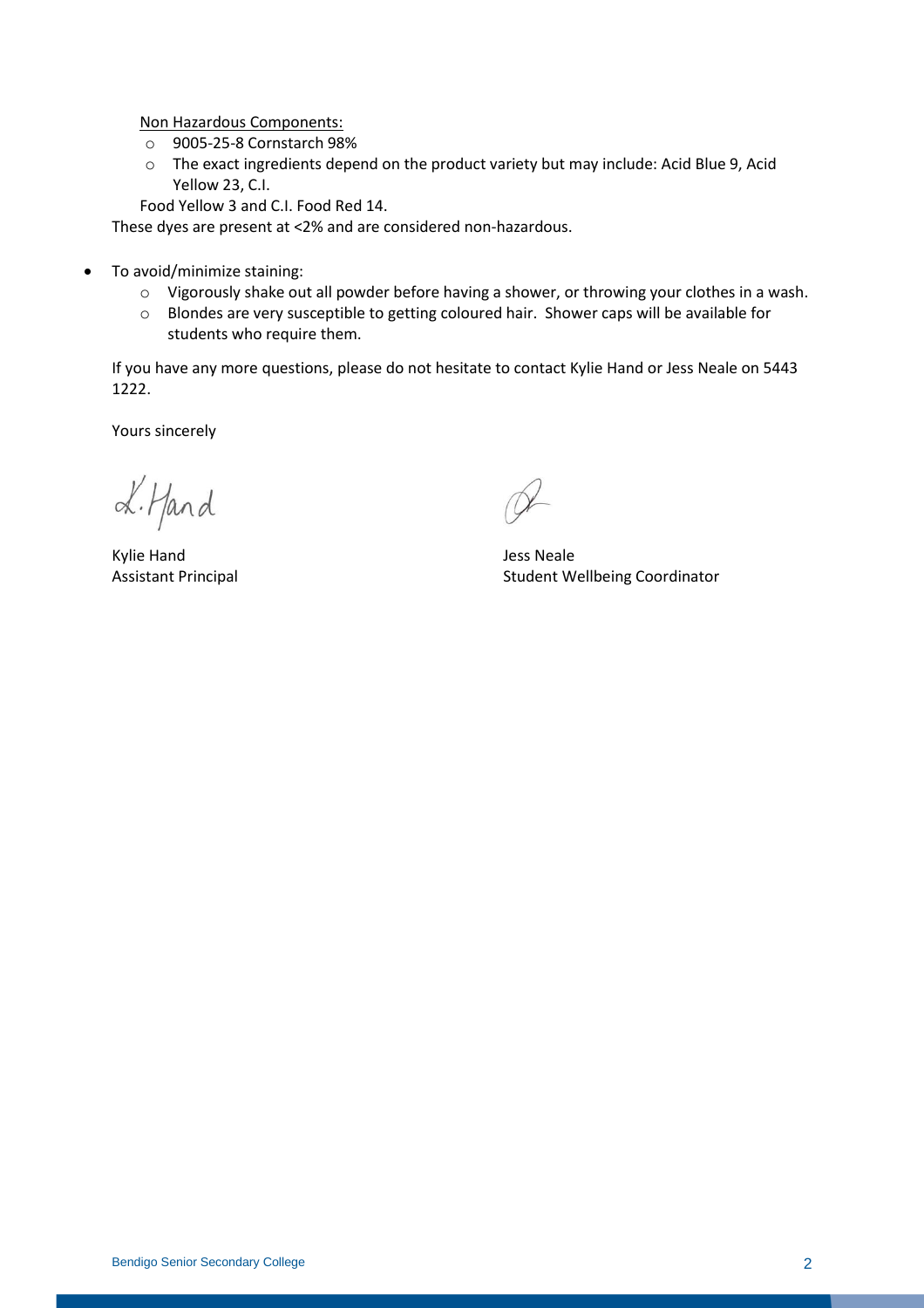Non Hazardous Components:

- 9005-25-8 Cornstarch 98%
- The exact ingredients depend on the product variety but may include: Acid Blue 9, Acid Yellow 23, C.I.

Food Yellow 3 and C.I. Food Red 14.

These dyes are present at <2% and are considered non-hazardous.

- To avoid/minimize staining:
  - Vigorously shake out all powder before having a shower, or throwing your clothes in a wash.
  - Blondes are very susceptible to getting coloured hair. Shower caps will be available for students who require them.

If you have any more questions, please do not hesitate to contact Kylie Hand or Jess Neale on 5443 1222.

Yours sincerely

K. Hand

Kylie Hand
Assistant Principal

Jess Neale
Student Wellbeing Coordinator